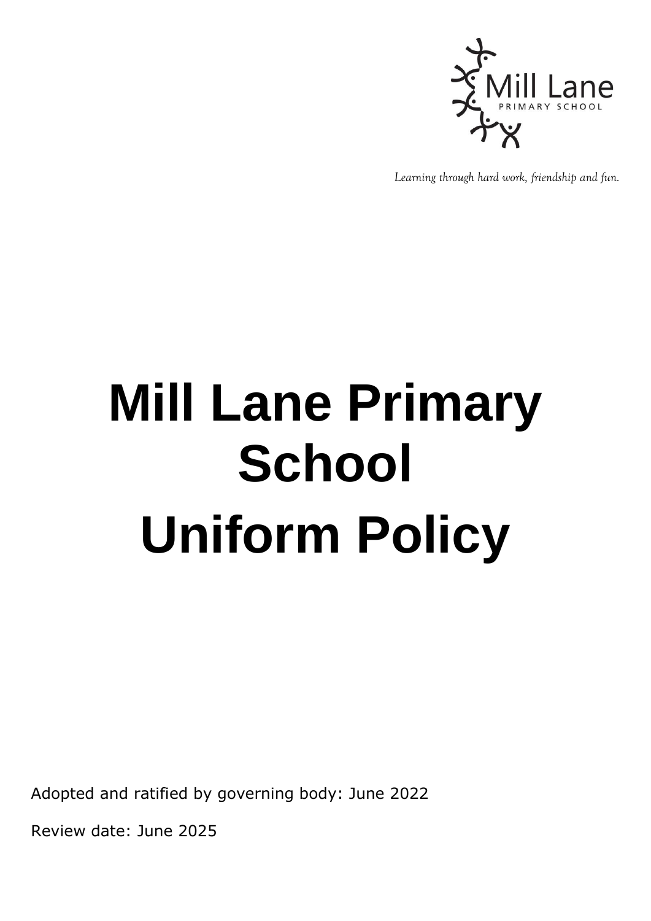Mill Lane
PRIMARY SCHOOL

*Learning through hard work, friendship and fun.*

# Mill Lane Primary School

# Uniform Policy

Adopted and ratified by governing body: June 2022

Review date: June 2025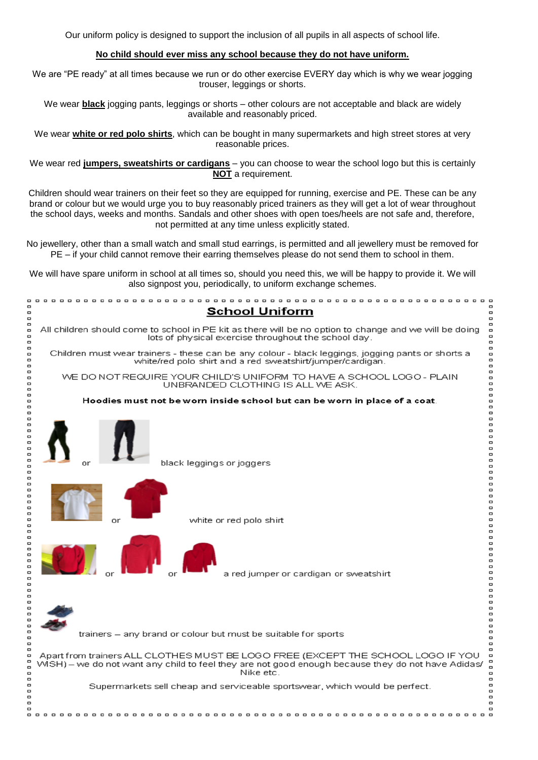Our uniform policy is designed to support the inclusion of all pupils in all aspects of school life.

**No child should ever miss any school because they do not have uniform.**

We are "PE ready" at all times because we run or do other exercise EVERY day which is why we wear jogging trouser, leggings or shorts.

We wear **black** jogging pants, leggings or shorts – other colours are not acceptable and black are widely available and reasonably priced.

We wear **white or red polo shirts**, which can be bought in many supermarkets and high street stores at very reasonable prices.

We wear red **jumpers, sweatshirts or cardigans** – you can choose to wear the school logo but this is certainly **NOT** a requirement.

Children should wear trainers on their feet so they are equipped for running, exercise and PE. These can be any brand or colour but we would urge you to buy reasonably priced trainers as they will get a lot of wear throughout the school days, weeks and months. Sandals and other shoes with open toes/heels are not safe and, therefore, not permitted at any time unless explicitly stated.

No jewellery, other than a small watch and small stud earrings, is permitted and all jewellery must be removed for PE – if your child cannot remove their earring themselves please do not send them to school in them.

We will have spare uniform in school at all times so, should you need this, we will be happy to provide it. We will also signpost you, periodically, to uniform exchange schemes.

## School Uniform

All children should come to school in PE kit as there will be no option to change and we will be doing lots of physical exercise throughout the school day.

Children must wear trainers - these can be any colour - black leggings, jogging pants or shorts a white/red polo shirt and a red sweatshirt/jumper/cardigan.

WE DO NOT REQUIRE YOUR CHILD'S UNIFORM TO HAVE A SCHOOL LOGO - PLAIN UNBRANDED CLOTHING IS ALL WE ASK.

**Hoodies must not be worn inside school but can be worn in place of a coat.**

or black leggings or joggers

or white or red polo shirt

or or a red jumper or cardigan or sweatshirt

trainers – any brand or colour but must be suitable for sports

Apart from trainers ALL CLOTHES MUST BE LOGO FREE (EXCEPT THE SCHOOL LOGO IF YOU WISH) – we do not want any child to feel they are not good enough because they do not have Adidas/ Nike etc.

Supermarkets sell cheap and serviceable sportswear, which would be perfect.